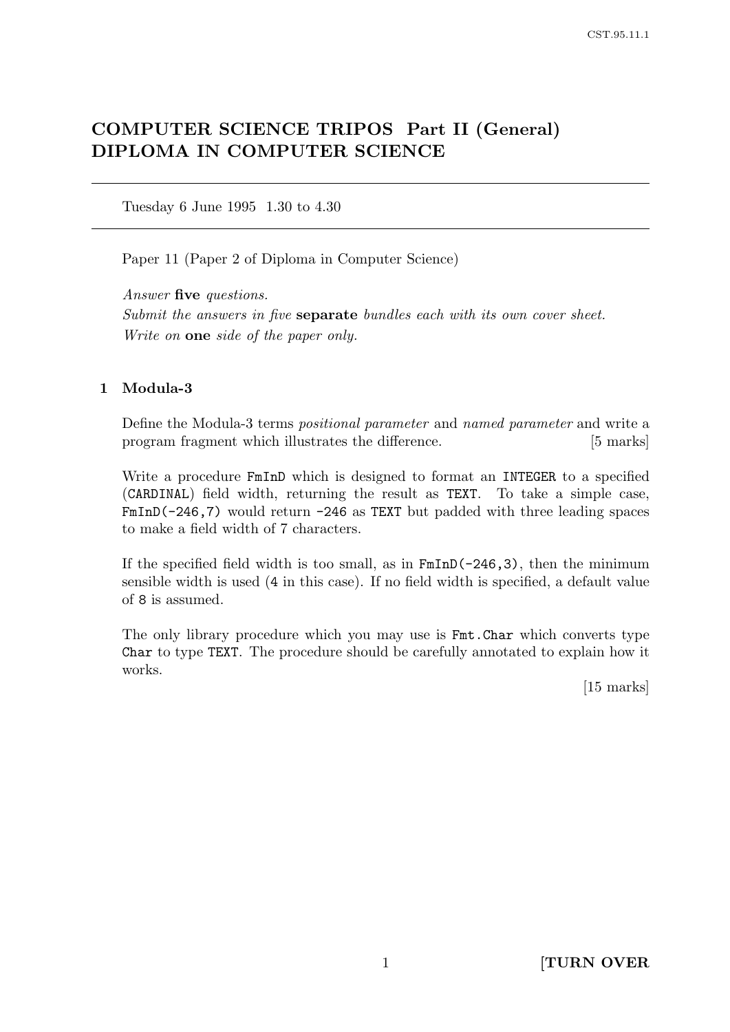# COMPUTER SCIENCE TRIPOS Part II (General)
# DIPLOMA IN COMPUTER SCIENCE

---

Tuesday 6 June 1995 1.30 to 4.30

---

Paper 11 (Paper 2 of Diploma in Computer Science)

*Answer* **five** *questions.*
*Submit the answers in five* **separate** *bundles each with its own cover sheet.*
*Write on* **one** *side of the paper only.*

## 1 Modula-3

Define the Modula-3 terms *positional parameter* and *named parameter* and write a program fragment which illustrates the difference. [5 marks]

Write a procedure `FmInD` which is designed to format an `INTEGER` to a specified (`CARDINAL`) field width, returning the result as `TEXT`. To take a simple case, `FmInD(-246,7)` would return `-246` as `TEXT` but padded with three leading spaces to make a field width of `7` characters.

If the specified field width is too small, as in `FmInD(-246,3)`, then the minimum sensible width is used (`4` in this case). If no field width is specified, a default value of `8` is assumed.

The only library procedure which you may use is `Fmt.Char` which converts type `Char` to type `TEXT`. The procedure should be carefully annotated to explain how it works.

[15 marks]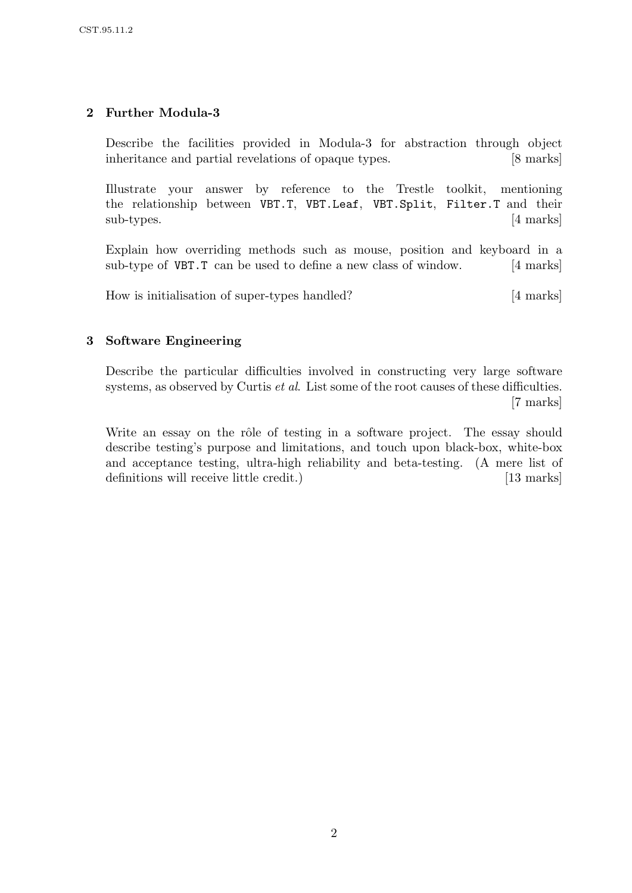## 2 Further Modula-3

Describe the facilities provided in Modula-3 for abstraction through object inheritance and partial revelations of opaque types. [8 marks]

Illustrate your answer by reference to the Trestle toolkit, mentioning the relationship between `VBT.T`, `VBT.Leaf`, `VBT.Split`, `Filter.T` and their sub-types. [4 marks]

Explain how overriding methods such as mouse, position and keyboard in a sub-type of `VBT.T` can be used to define a new class of window. [4 marks]

How is initialisation of super-types handled? [4 marks]

## 3 Software Engineering

Describe the particular difficulties involved in constructing very large software systems, as observed by Curtis *et al*. List some of the root causes of these difficulties. [7 marks]

Write an essay on the rôle of testing in a software project. The essay should describe testing's purpose and limitations, and touch upon black-box, white-box and acceptance testing, ultra-high reliability and beta-testing. (A mere list of definitions will receive little credit.) [13 marks]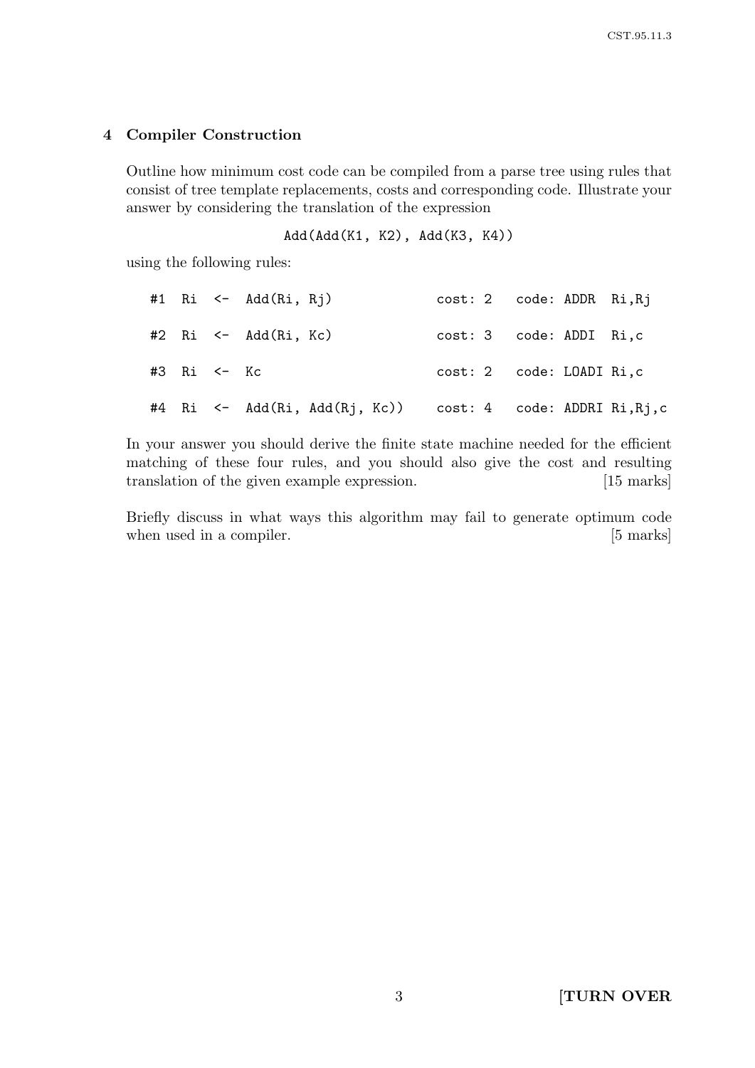## 4 Compiler Construction

Outline how minimum cost code can be compiled from a parse tree using rules that consist of tree template replacements, costs and corresponding code. Illustrate your answer by considering the translation of the expression

```
Add(Add(K1, K2), Add(K3, K4))
```

using the following rules:

```
#1  Ri  <-  Add(Ri, Rj)            cost: 2   code: ADDR  Ri,Rj

#2  Ri  <-  Add(Ri, Kc)            cost: 3   code: ADDI  Ri,c

#3  Ri  <-  Kc                     cost: 2   code: LOADI Ri,c

#4  Ri  <-  Add(Ri, Add(Rj, Kc))   cost: 4   code: ADDRI Ri,Rj,c
```

In your answer you should derive the finite state machine needed for the efficient matching of these four rules, and you should also give the cost and resulting translation of the given example expression. [15 marks]

Briefly discuss in what ways this algorithm may fail to generate optimum code when used in a compiler. [5 marks]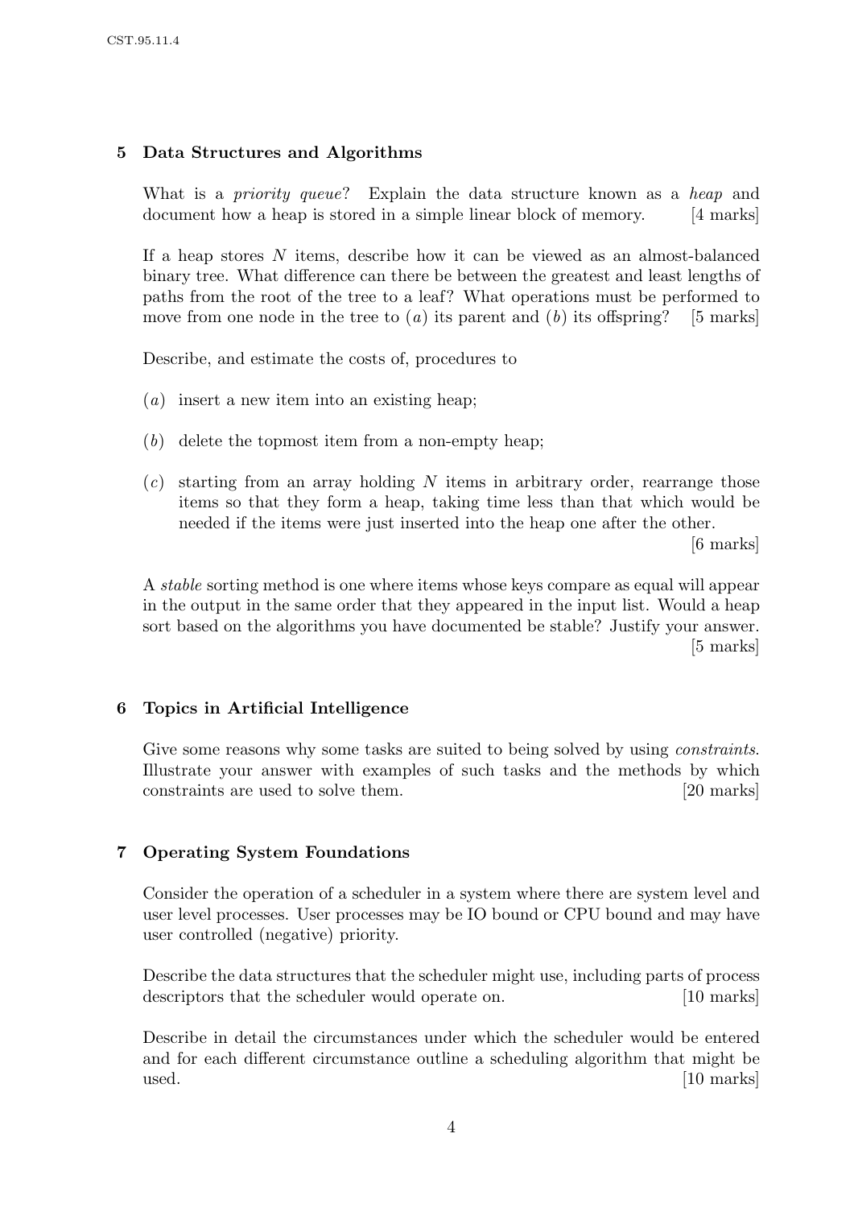## 5 Data Structures and Algorithms

What is a *priority queue*? Explain the data structure known as a *heap* and document how a heap is stored in a simple linear block of memory. [4 marks]

If a heap stores $N$ items, describe how it can be viewed as an almost-balanced binary tree. What difference can there be between the greatest and least lengths of paths from the root of the tree to a leaf? What operations must be performed to move from one node in the tree to ($a$) its parent and ($b$) its offspring? [5 marks]

Describe, and estimate the costs of, procedures to

($a$) insert a new item into an existing heap;

($b$) delete the topmost item from a non-empty heap;

($c$) starting from an array holding $N$ items in arbitrary order, rearrange those items so that they form a heap, taking time less than that which would be needed if the items were just inserted into the heap one after the other.

[6 marks]

A *stable* sorting method is one where items whose keys compare as equal will appear in the output in the same order that they appeared in the input list. Would a heap sort based on the algorithms you have documented be stable? Justify your answer. [5 marks]

## 6 Topics in Artificial Intelligence

Give some reasons why some tasks are suited to being solved by using *constraints*. Illustrate your answer with examples of such tasks and the methods by which constraints are used to solve them. [20 marks]

## 7 Operating System Foundations

Consider the operation of a scheduler in a system where there are system level and user level processes. User processes may be IO bound or CPU bound and may have user controlled (negative) priority.

Describe the data structures that the scheduler might use, including parts of process descriptors that the scheduler would operate on. [10 marks]

Describe in detail the circumstances under which the scheduler would be entered and for each different circumstance outline a scheduling algorithm that might be used. [10 marks]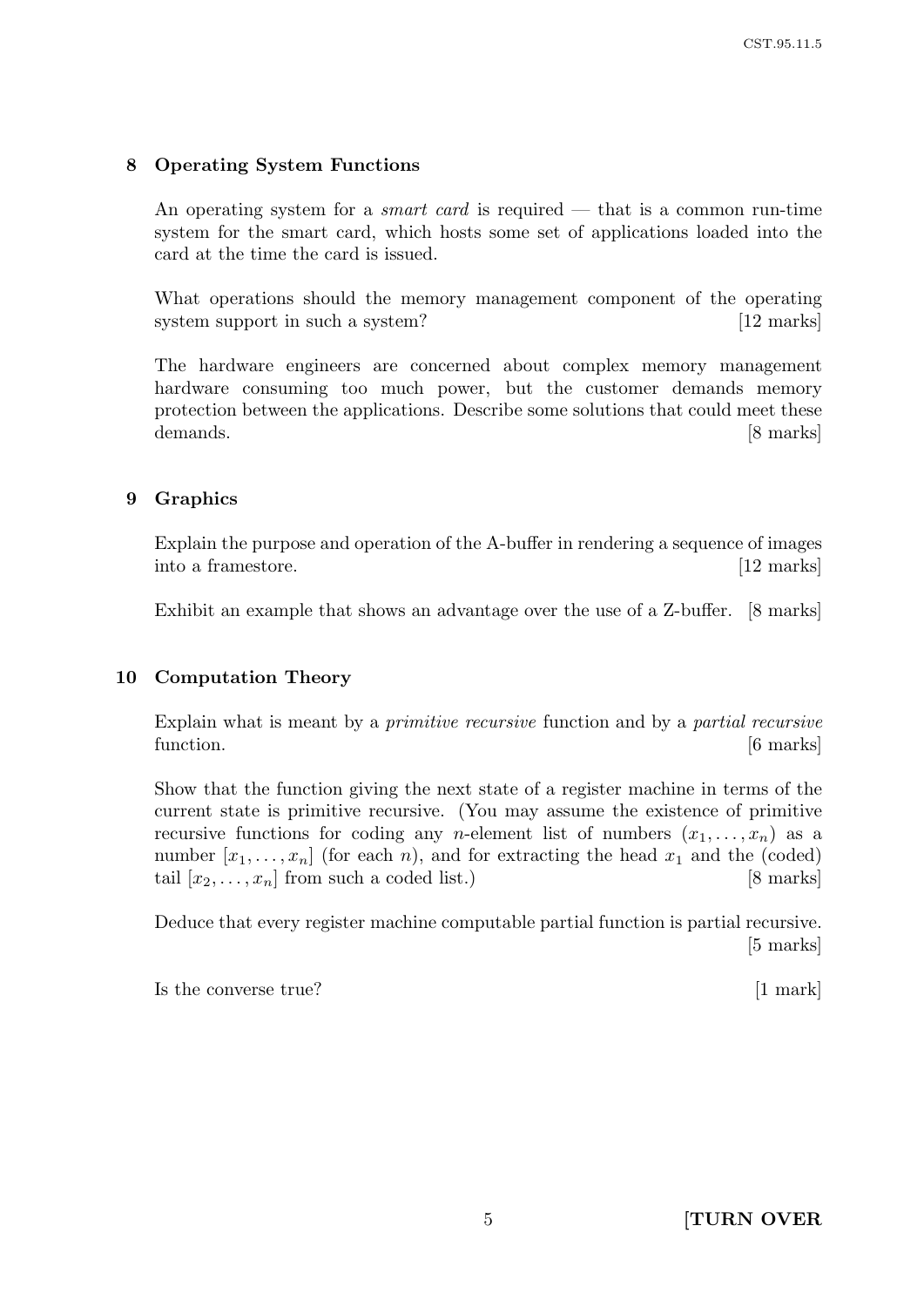## 8 Operating System Functions

An operating system for a *smart card* is required — that is a common run-time system for the smart card, which hosts some set of applications loaded into the card at the time the card is issued.

What operations should the memory management component of the operating system support in such a system? [12 marks]

The hardware engineers are concerned about complex memory management hardware consuming too much power, but the customer demands memory protection between the applications. Describe some solutions that could meet these demands. [8 marks]

## 9 Graphics

Explain the purpose and operation of the A-buffer in rendering a sequence of images into a framestore. [12 marks]

Exhibit an example that shows an advantage over the use of a Z-buffer. [8 marks]

## 10 Computation Theory

Explain what is meant by a *primitive recursive* function and by a *partial recursive* function. [6 marks]

Show that the function giving the next state of a register machine in terms of the current state is primitive recursive. (You may assume the existence of primitive recursive functions for coding any $n$-element list of numbers $(x_1, \ldots, x_n)$ as a number $[x_1, \ldots, x_n]$ (for each $n$), and for extracting the head $x_1$ and the (coded) tail $[x_2, \ldots, x_n]$ from such a coded list.) [8 marks]

Deduce that every register machine computable partial function is partial recursive. [5 marks]

Is the converse true? [1 mark]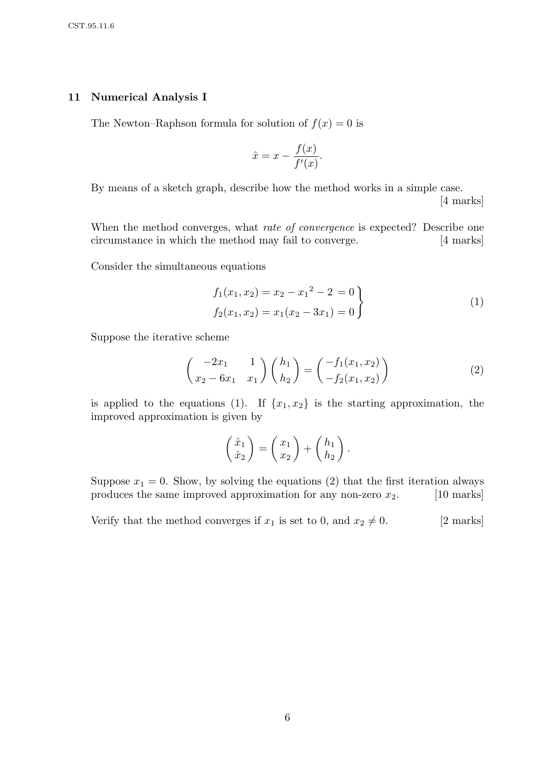## 11 Numerical Analysis I

The Newton–Raphson formula for solution of $f(x) = 0$ is

$$\hat{x} = x - \frac{f(x)}{f'(x)}.$$

By means of a sketch graph, describe how the method works in a simple case. [4 marks]

When the method converges, what *rate of convergence* is expected? Describe one circumstance in which the method may fail to converge. [4 marks]

Consider the simultaneous equations

$$\left.\begin{aligned} f_1(x_1, x_2) &= x_2 - {x_1}^2 - 2 = 0 \\ f_2(x_1, x_2) &= x_1(x_2 - 3x_1) = 0 \end{aligned}\right\} \tag{1}$$

Suppose the iterative scheme

$$\begin{pmatrix} -2x_1 & 1 \\ x_2 - 6x_1 & x_1 \end{pmatrix} \begin{pmatrix} h_1 \\ h_2 \end{pmatrix} = \begin{pmatrix} -f_1(x_1, x_2) \\ -f_2(x_1, x_2) \end{pmatrix} \tag{2}$$

is applied to the equations (1). If $\{x_1, x_2\}$ is the starting approximation, the improved approximation is given by

$$\begin{pmatrix} \hat{x}_1 \\ \hat{x}_2 \end{pmatrix} = \begin{pmatrix} x_1 \\ x_2 \end{pmatrix} + \begin{pmatrix} h_1 \\ h_2 \end{pmatrix}.$$

Suppose $x_1 = 0$. Show, by solving the equations (2) that the first iteration always produces the same improved approximation for any non-zero $x_2$. [10 marks]

Verify that the method converges if $x_1$ is set to 0, and $x_2 \neq 0$. [2 marks]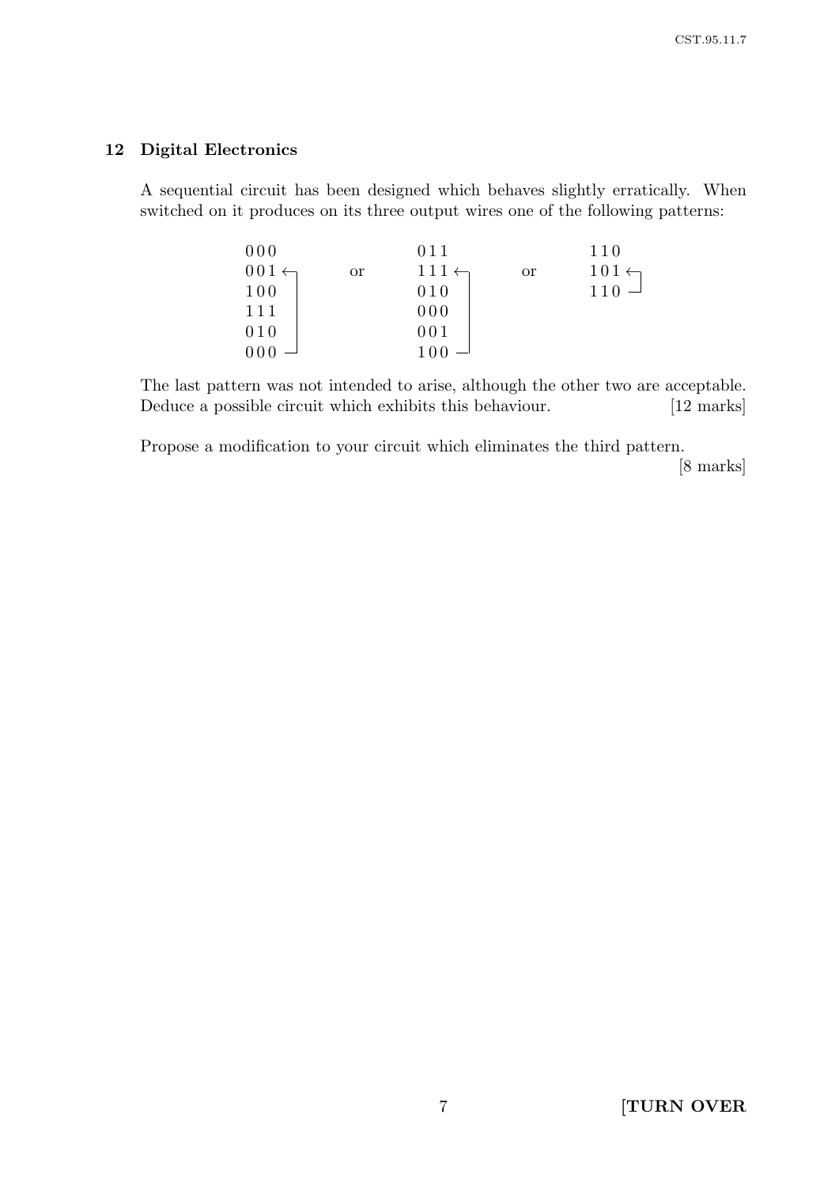## 12 Digital Electronics

A sequential circuit has been designed which behaves slightly erratically. When switched on it produces on its three output wires one of the following patterns:

```
000              011              110
001 ←┐    or     111 ←┐    or     101 ←┐
100  │           010  │           110 ─┘
111  │           000  │
010  │           001  │
000 ─┘           100 ─┘
```

The last pattern was not intended to arise, although the other two are acceptable. Deduce a possible circuit which exhibits this behaviour. [12 marks]

Propose a modification to your circuit which eliminates the third pattern. [8 marks]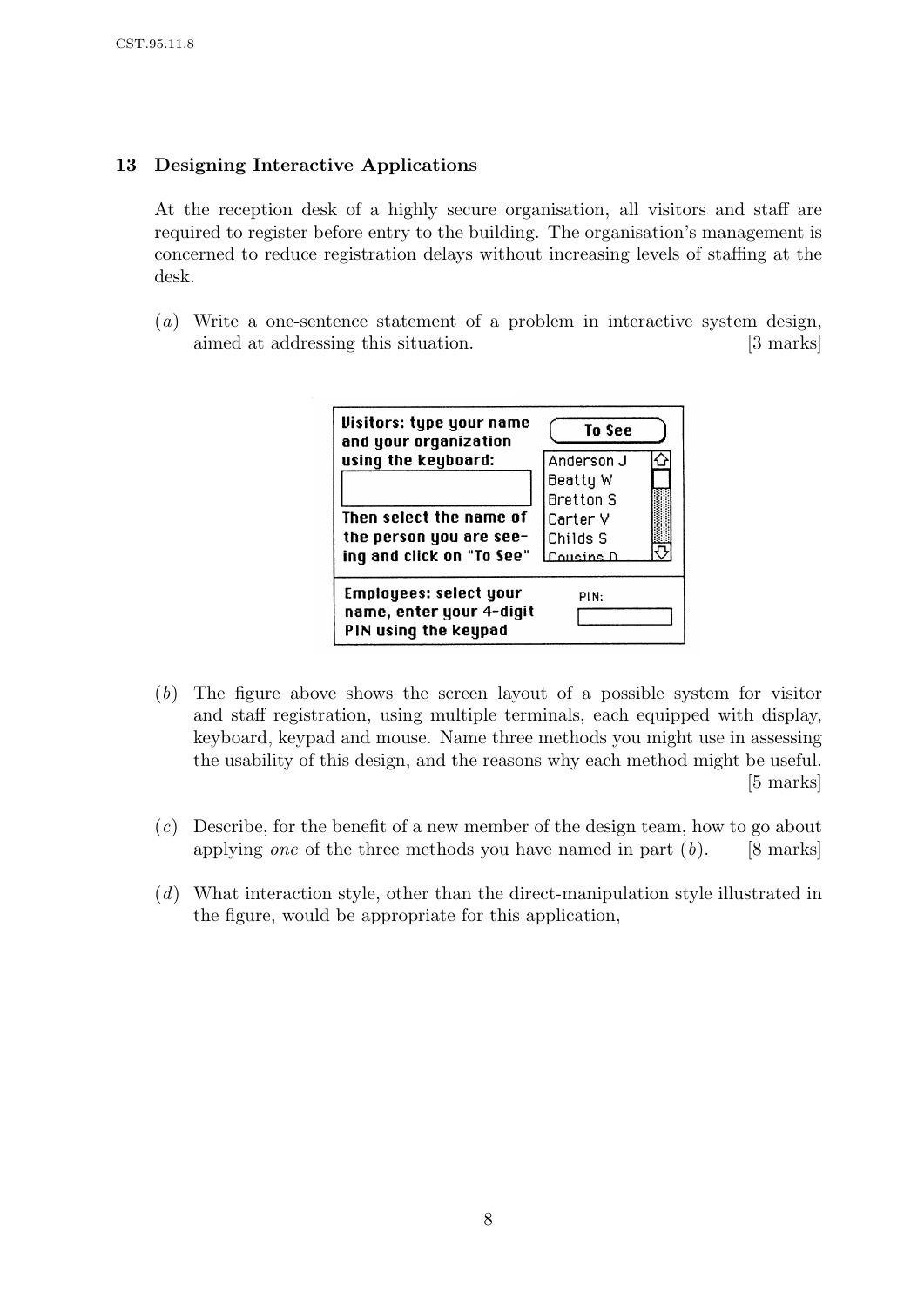## 13 Designing Interactive Applications

At the reception desk of a highly secure organisation, all visitors and staff are required to register before entry to the building. The organisation's management is concerned to reduce registration delays without increasing levels of staffing at the desk.

(*a*) Write a one-sentence statement of a problem in interactive system design, aimed at addressing this situation. [3 marks]

Visitors: type your name and your organization using the keyboard:

Then select the name of the person you are seeing and click on "To See"

To See

Anderson J
Beatty W
Bretton S
Carter V
Childs S
Cousins D

Employees: select your name, enter your 4-digit PIN using the keypad

PIN:

(*b*) The figure above shows the screen layout of a possible system for visitor and staff registration, using multiple terminals, each equipped with display, keyboard, keypad and mouse. Name three methods you might use in assessing the usability of this design, and the reasons why each method might be useful. [5 marks]

(*c*) Describe, for the benefit of a new member of the design team, how to go about applying *one* of the three methods you have named in part (*b*). [8 marks]

(*d*) What interaction style, other than the direct-manipulation style illustrated in the figure, would be appropriate for this application,